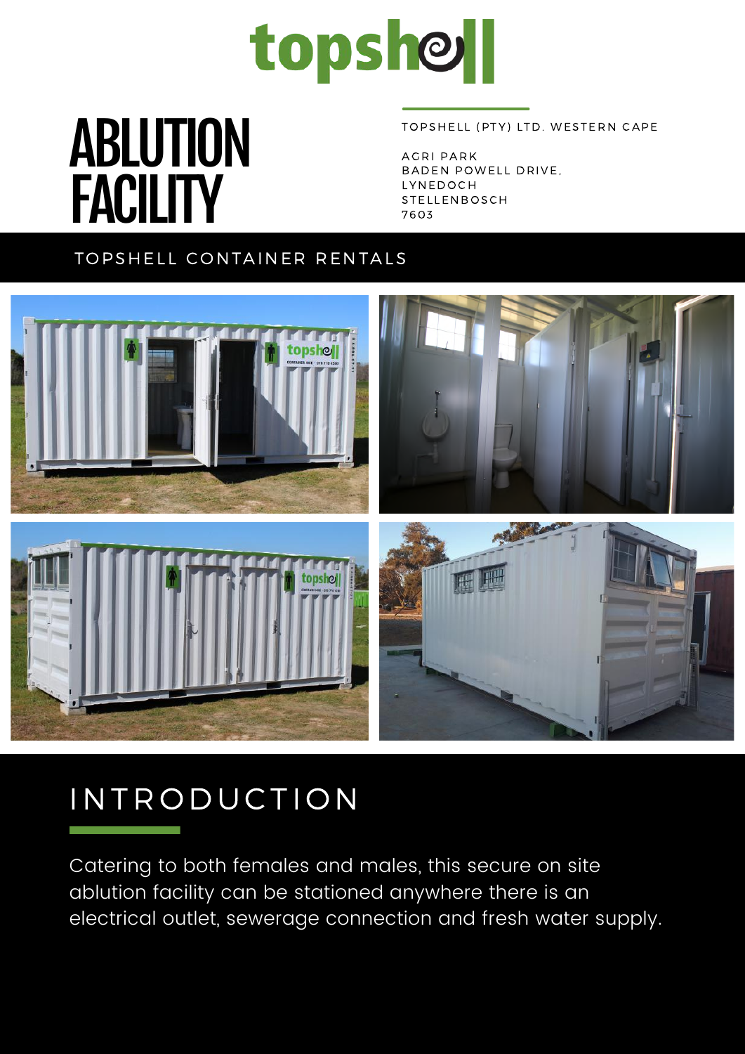topshell

# ABLUTION FACILITY

TOPSHELL (PTY) LTD. WESTERN CAPE

AGRI PARK
BADEN POWELL DRIVE,
LYNEDOCH
STELLENBOSCH
7603

TOPSHELL CONTAINER RENTALS

## INTRODUCTION

Catering to both females and males, this secure on site ablution facility can be stationed anywhere there is an electrical outlet, sewerage connection and fresh water supply.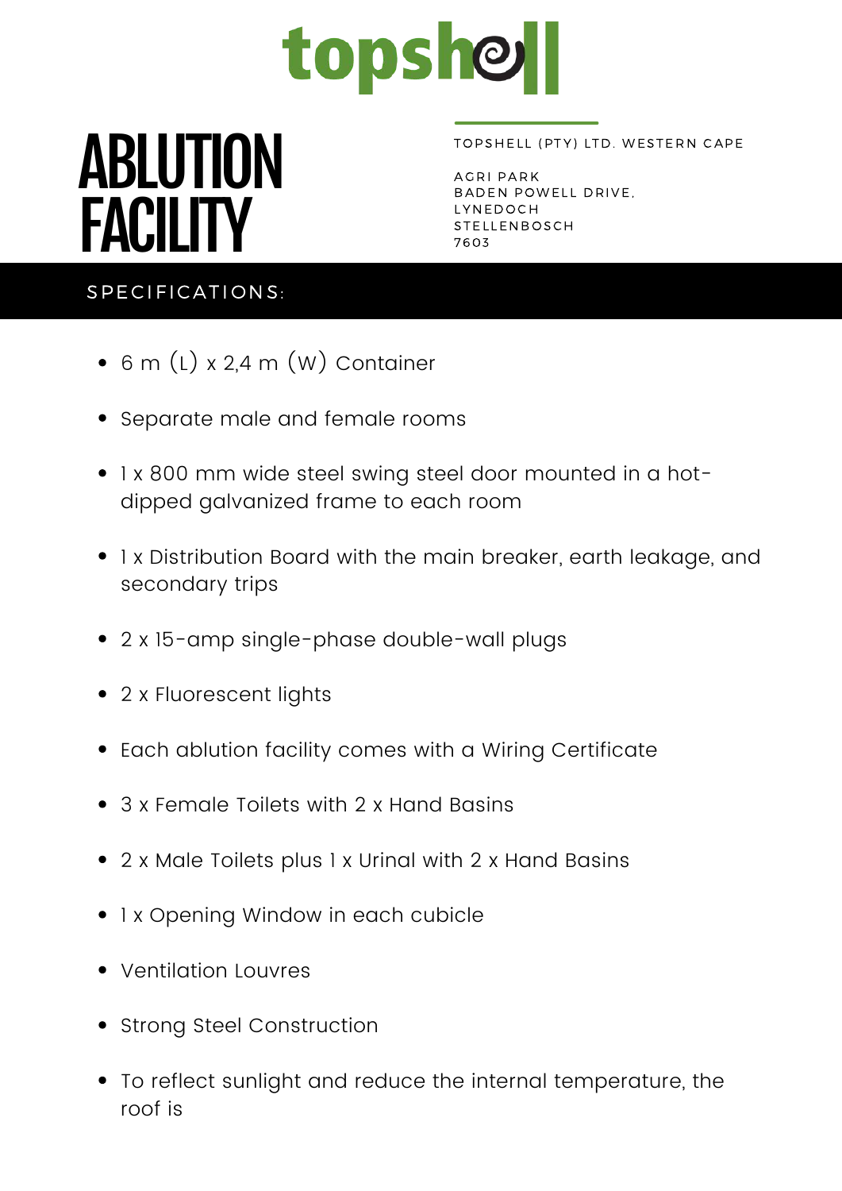topshell

# ABLUTION FACILITY

TOPSHELL (PTY) LTD. WESTERN CAPE

AGRI PARK
BADEN POWELL DRIVE,
LYNEDOCH
STELLENBOSCH
7603

## SPECIFICATIONS:

- 6 m (L) x 2,4 m (W) Container
- Separate male and female rooms
- 1 x 800 mm wide steel swing steel door mounted in a hot-dipped galvanized frame to each room
- 1 x Distribution Board with the main breaker, earth leakage, and secondary trips
- 2 x 15-amp single-phase double-wall plugs
- 2 x Fluorescent lights
- Each ablution facility comes with a Wiring Certificate
- 3 x Female Toilets with 2 x Hand Basins
- 2 x Male Toilets plus 1 x Urinal with 2 x Hand Basins
- 1 x Opening Window in each cubicle
- Ventilation Louvres
- Strong Steel Construction
- To reflect sunlight and reduce the internal temperature, the roof is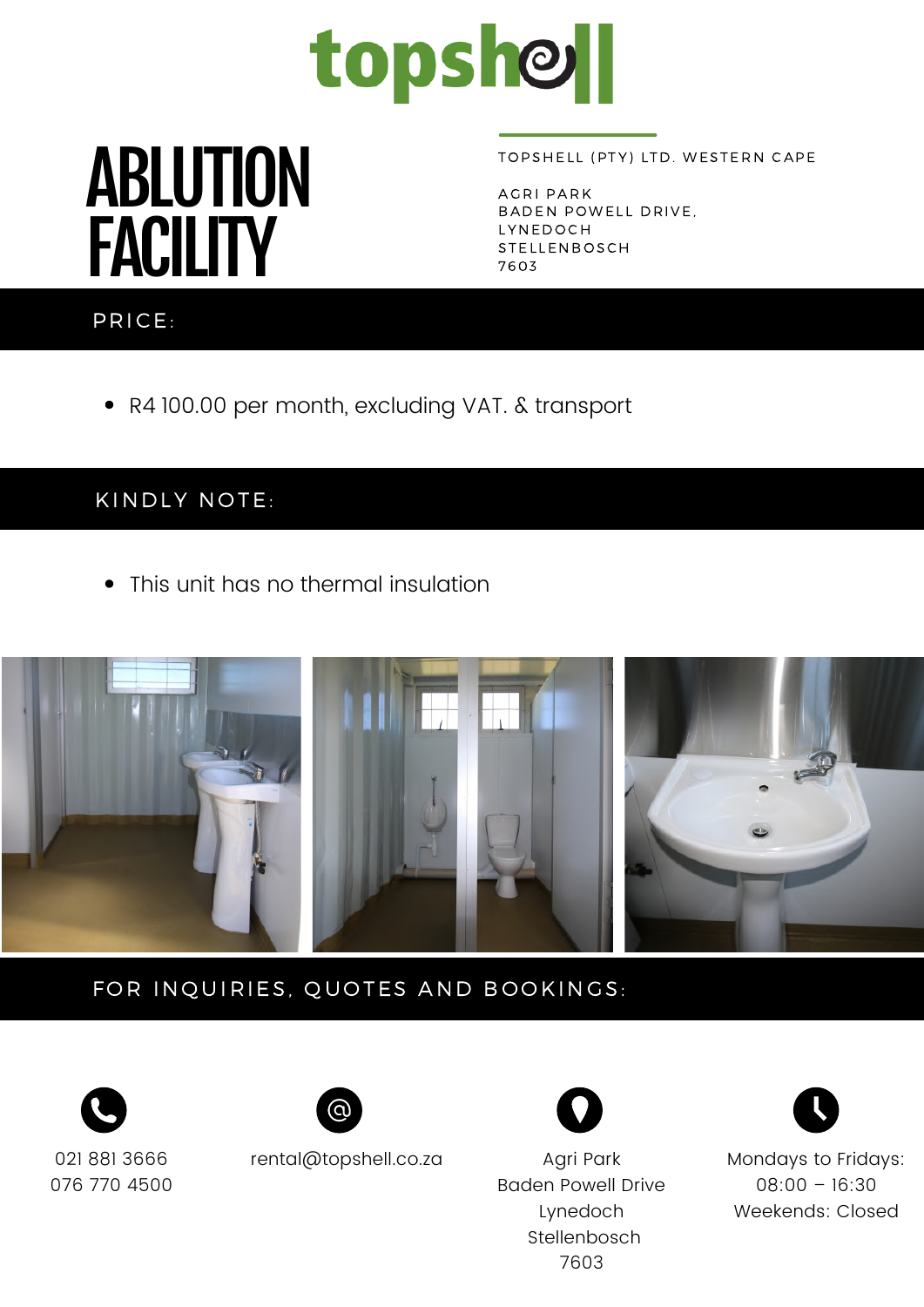topshell

# ABLUTION FACILITY

TOPSHELL (PTY) LTD. WESTERN CAPE

AGRI PARK
BADEN POWELL DRIVE,
LYNEDOCH
STELLENBOSCH
7603

## PRICE:

- R4 100.00 per month, excluding VAT. & transport

## KINDLY NOTE:

- This unit has no thermal insulation

## FOR INQUIRIES, QUOTES AND BOOKINGS:

021 881 3666
076 770 4500

rental@topshell.co.za

Agri Park
Baden Powell Drive
Lynedoch
Stellenbosch
7603

Mondays to Fridays:
08:00 – 16:30
Weekends: Closed